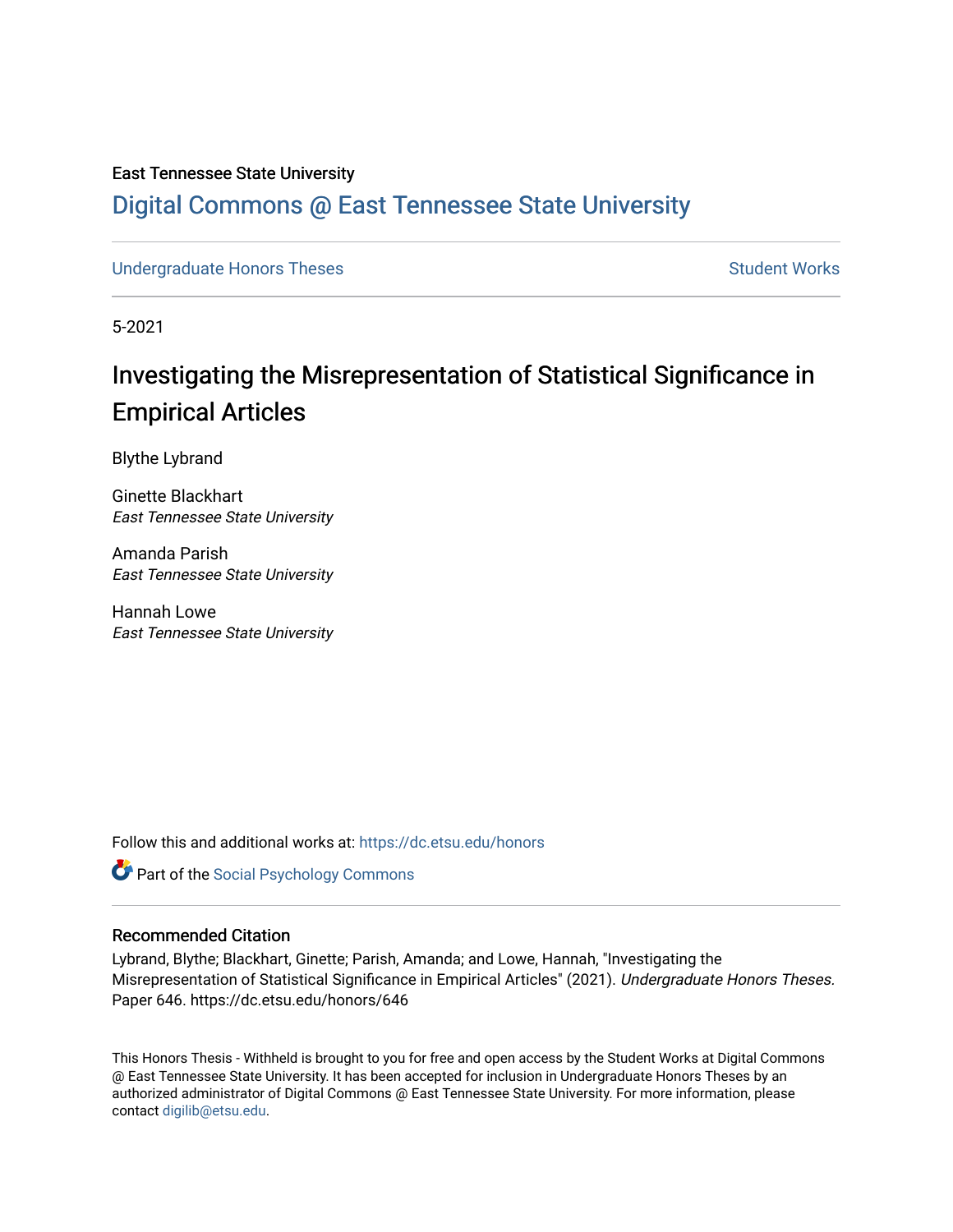East Tennessee State University

# Digital Commons @ East Tennessee State University

Undergraduate Honors Theses | Student Works

5-2021

## Investigating the Misrepresentation of Statistical Significance in Empirical Articles

Blythe Lybrand

Ginette Blackhart
*East Tennessee State University*

Amanda Parish
*East Tennessee State University*

Hannah Lowe
*East Tennessee State University*

Follow this and additional works at: https://dc.etsu.edu/honors

Part of the Social Psychology Commons

### Recommended Citation

Lybrand, Blythe; Blackhart, Ginette; Parish, Amanda; and Lowe, Hannah, "Investigating the Misrepresentation of Statistical Significance in Empirical Articles" (2021). *Undergraduate Honors Theses.* Paper 646. https://dc.etsu.edu/honors/646

This Honors Thesis - Withheld is brought to you for free and open access by the Student Works at Digital Commons @ East Tennessee State University. It has been accepted for inclusion in Undergraduate Honors Theses by an authorized administrator of Digital Commons @ East Tennessee State University. For more information, please contact digilib@etsu.edu.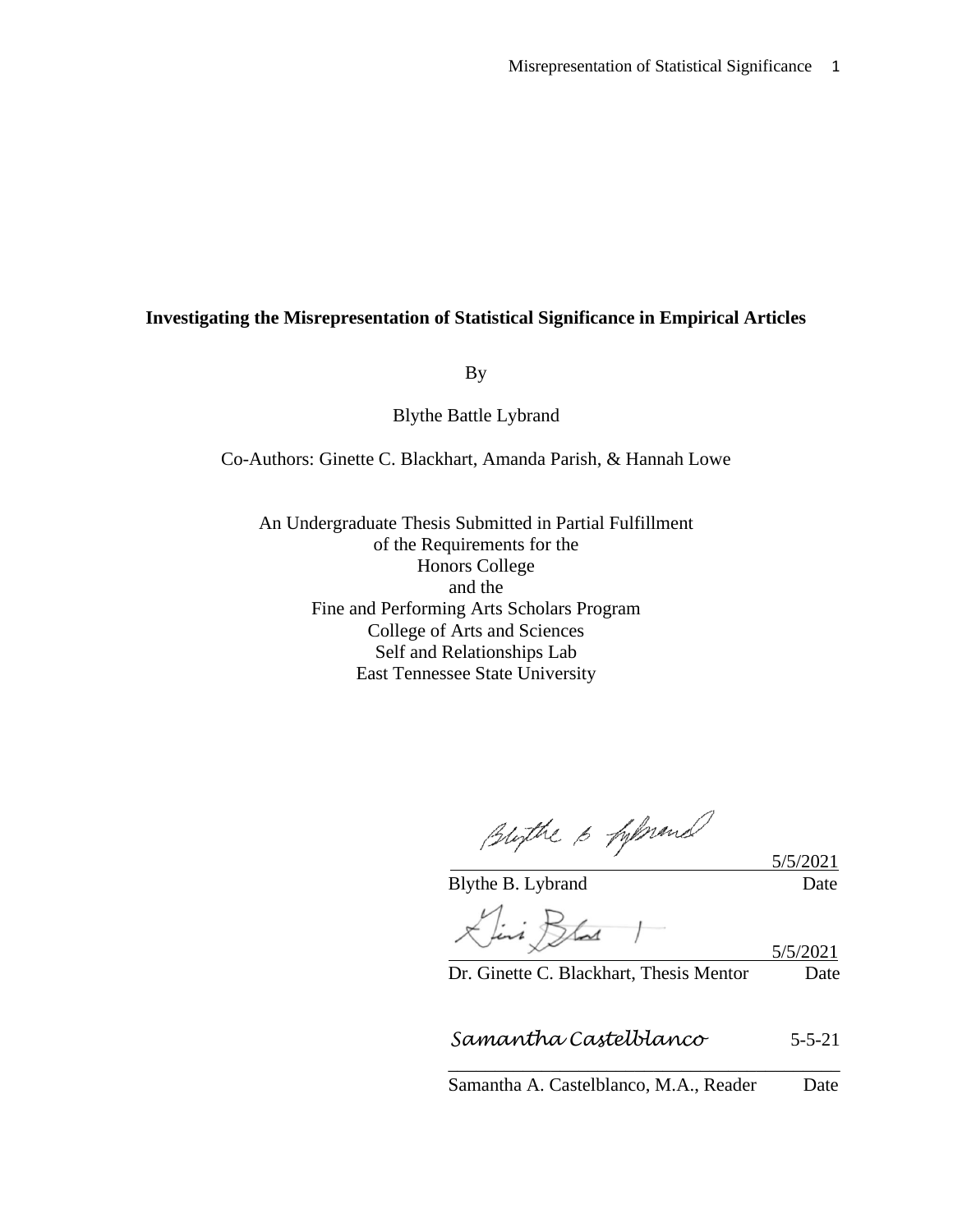**Investigating the Misrepresentation of Statistical Significance in Empirical Articles**

By

Blythe Battle Lybrand

Co-Authors: Ginette C. Blackhart, Amanda Parish, & Hannah Lowe

An Undergraduate Thesis Submitted in Partial Fulfillment
of the Requirements for the
Honors College
and the
Fine and Performing Arts Scholars Program
College of Arts and Sciences
Self and Relationships Lab
East Tennessee State University

Blythe B. Lybrand — Date: 5/5/2021

Dr. Ginette C. Blackhart, Thesis Mentor — Date: 5/5/2021

Samantha Castelblanco

Samantha A. Castelblanco, M.A., Reader — Date: 5-5-21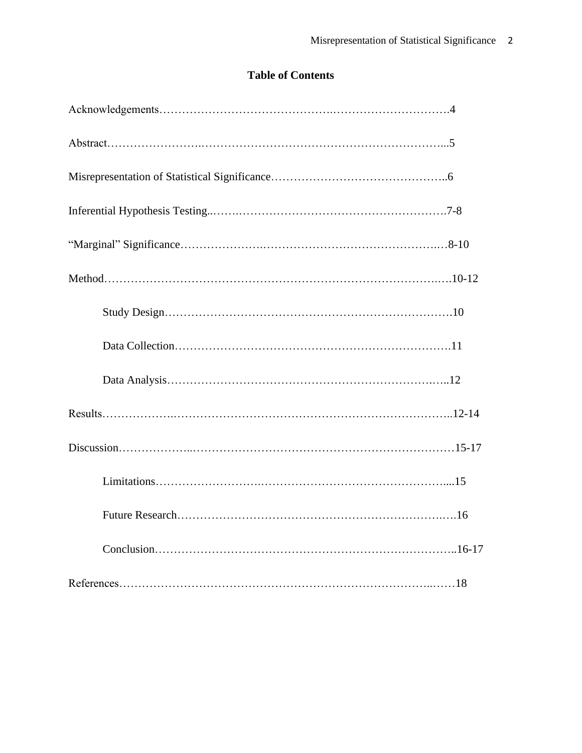# Table of Contents

Acknowledgements……………………………………….………………………….4

Abstract…………………….………………………………………………………...5

Misrepresentation of Statistical Significance………………………………………..6

Inferential Hypothesis Testing..…….……………………………………………….7-8

"Marginal" Significance………………….……………………………………..…8-10

Method……………………….……………….……………….…………………….….10-12

- Study Design………………………………………………………………….10
- Data Collection……………………………………………………………….11
- Data Analysis……………………………………………………………..…..12

Results……………….………………………………………………………………..12-14

Discussion………………..…………………………………………………………15-17

- Limitations…………………….……………………………………………....15
- Future Research……………………………………………………………….16
- Conclusion…………………………………………………………………..16-17

References……………………………………………………………………..……18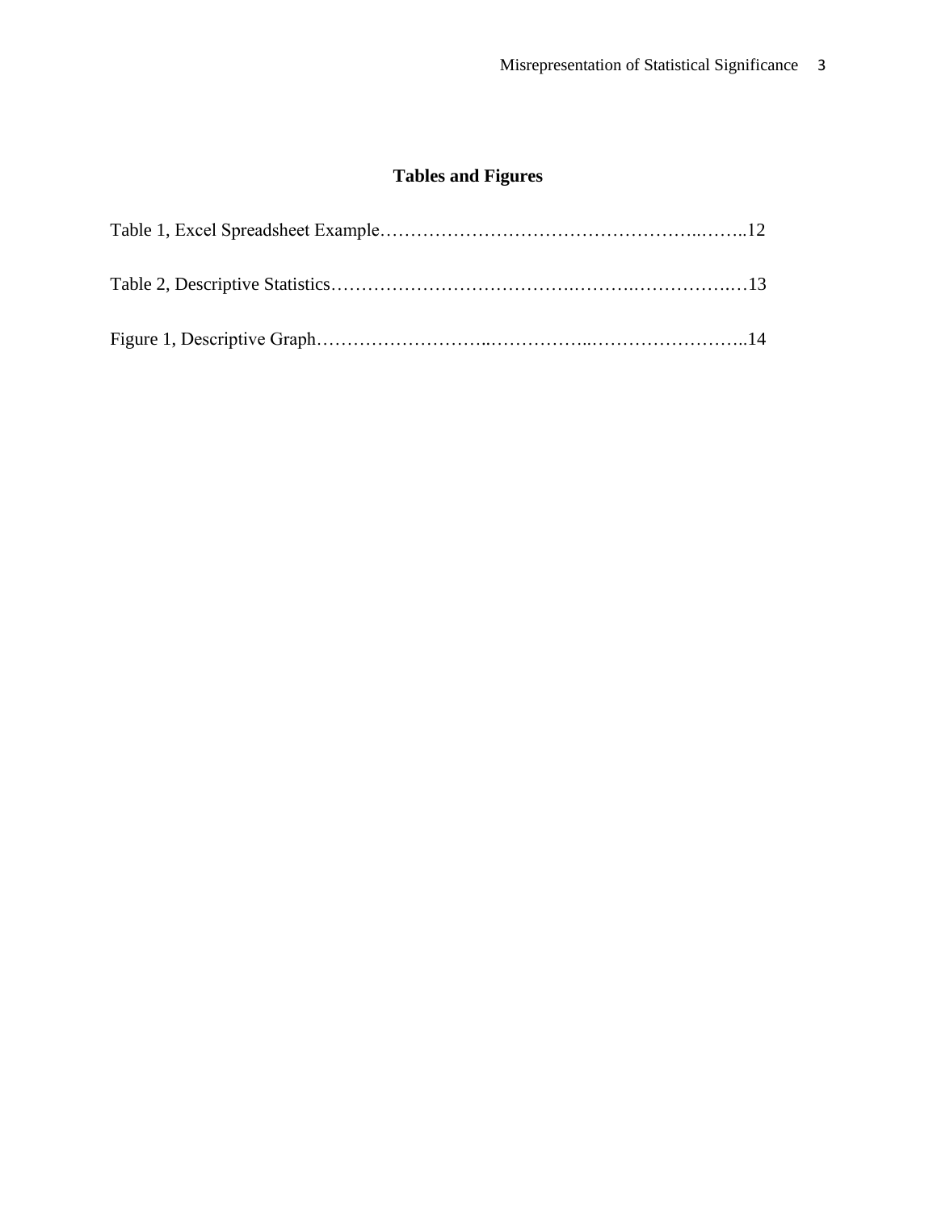# Tables and Figures

Table 1, Excel Spreadsheet Example……………………………………………..……..12

Table 2, Descriptive Statistics……………………………….……….…………….…13

Figure 1, Descriptive Graph……………………..……………..……………………..14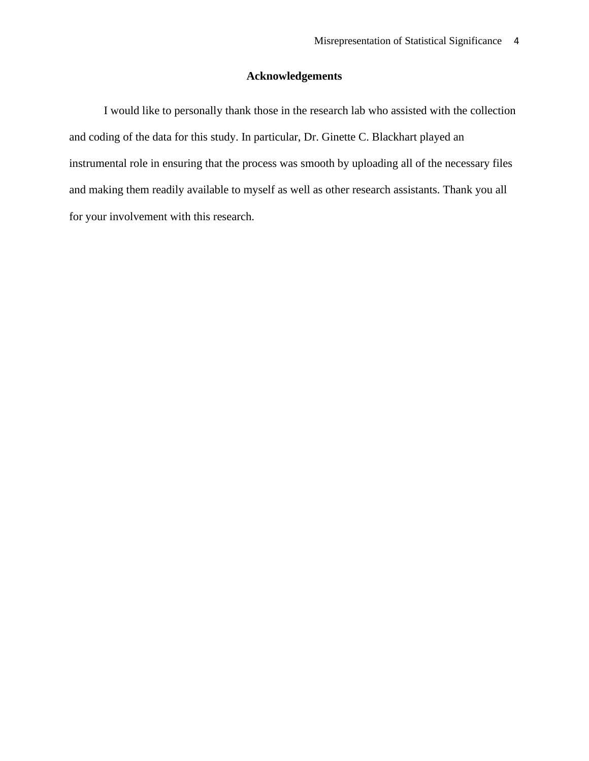## Acknowledgements

I would like to personally thank those in the research lab who assisted with the collection and coding of the data for this study. In particular, Dr. Ginette C. Blackhart played an instrumental role in ensuring that the process was smooth by uploading all of the necessary files and making them readily available to myself as well as other research assistants. Thank you all for your involvement with this research.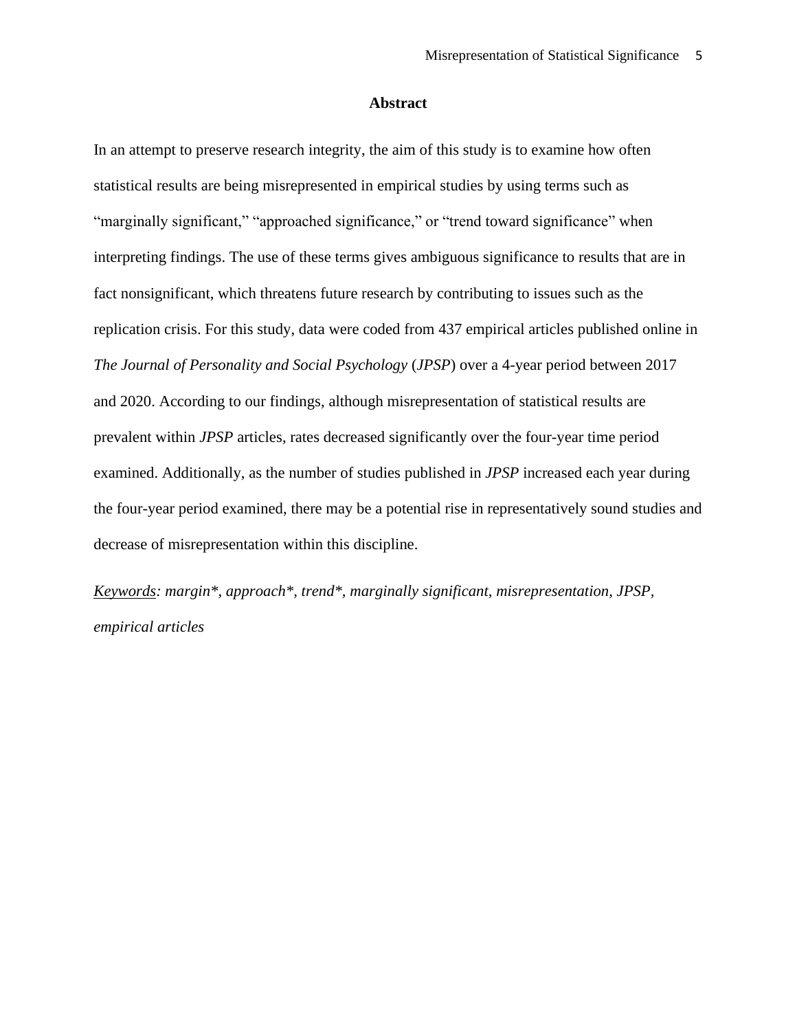# Abstract

In an attempt to preserve research integrity, the aim of this study is to examine how often statistical results are being misrepresented in empirical studies by using terms such as "marginally significant," "approached significance," or "trend toward significance" when interpreting findings. The use of these terms gives ambiguous significance to results that are in fact nonsignificant, which threatens future research by contributing to issues such as the replication crisis. For this study, data were coded from 437 empirical articles published online in *The Journal of Personality and Social Psychology* (*JPSP*) over a 4-year period between 2017 and 2020. According to our findings, although misrepresentation of statistical results are prevalent within *JPSP* articles, rates decreased significantly over the four-year time period examined. Additionally, as the number of studies published in *JPSP* increased each year during the four-year period examined, there may be a potential rise in representatively sound studies and decrease of misrepresentation within this discipline.

<u>*Keywords*</u>*: margin*, approach*, trend*, marginally significant, misrepresentation, JPSP, empirical articles*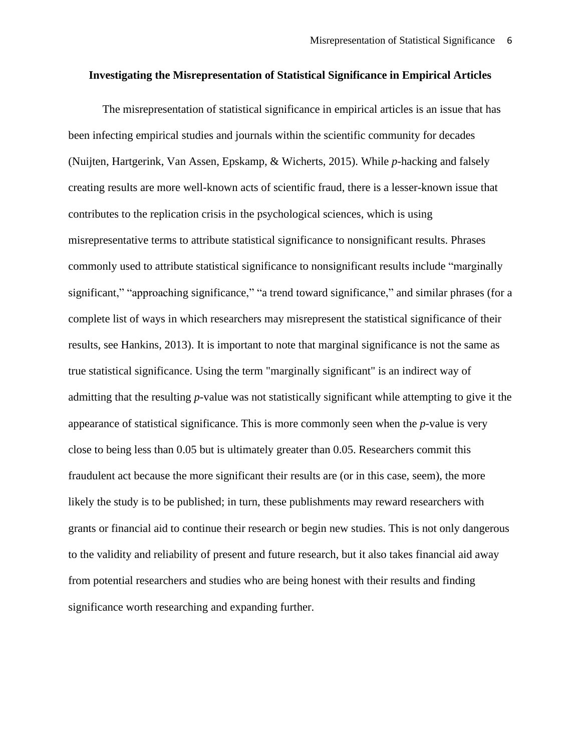## Investigating the Misrepresentation of Statistical Significance in Empirical Articles

The misrepresentation of statistical significance in empirical articles is an issue that has been infecting empirical studies and journals within the scientific community for decades (Nuijten, Hartgerink, Van Assen, Epskamp, & Wicherts, 2015). While *p*-hacking and falsely creating results are more well-known acts of scientific fraud, there is a lesser-known issue that contributes to the replication crisis in the psychological sciences, which is using misrepresentative terms to attribute statistical significance to nonsignificant results. Phrases commonly used to attribute statistical significance to nonsignificant results include "marginally significant," "approaching significance," "a trend toward significance," and similar phrases (for a complete list of ways in which researchers may misrepresent the statistical significance of their results, see Hankins, 2013). It is important to note that marginal significance is not the same as true statistical significance. Using the term "marginally significant" is an indirect way of admitting that the resulting *p*-value was not statistically significant while attempting to give it the appearance of statistical significance. This is more commonly seen when the *p*-value is very close to being less than 0.05 but is ultimately greater than 0.05. Researchers commit this fraudulent act because the more significant their results are (or in this case, seem), the more likely the study is to be published; in turn, these publishments may reward researchers with grants or financial aid to continue their research or begin new studies. This is not only dangerous to the validity and reliability of present and future research, but it also takes financial aid away from potential researchers and studies who are being honest with their results and finding significance worth researching and expanding further.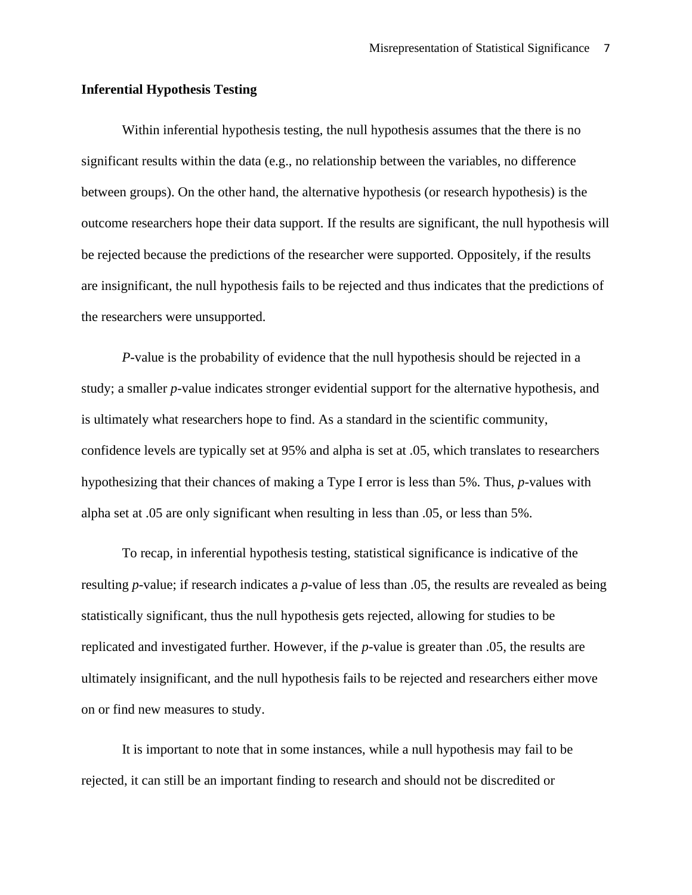**Inferential Hypothesis Testing**

Within inferential hypothesis testing, the null hypothesis assumes that the there is no significant results within the data (e.g., no relationship between the variables, no difference between groups). On the other hand, the alternative hypothesis (or research hypothesis) is the outcome researchers hope their data support. If the results are significant, the null hypothesis will be rejected because the predictions of the researcher were supported. Oppositely, if the results are insignificant, the null hypothesis fails to be rejected and thus indicates that the predictions of the researchers were unsupported.

*P*-value is the probability of evidence that the null hypothesis should be rejected in a study; a smaller *p*-value indicates stronger evidential support for the alternative hypothesis, and is ultimately what researchers hope to find. As a standard in the scientific community, confidence levels are typically set at 95% and alpha is set at .05, which translates to researchers hypothesizing that their chances of making a Type I error is less than 5%. Thus, *p*-values with alpha set at .05 are only significant when resulting in less than .05, or less than 5%.

To recap, in inferential hypothesis testing, statistical significance is indicative of the resulting *p*-value; if research indicates a *p*-value of less than .05, the results are revealed as being statistically significant, thus the null hypothesis gets rejected, allowing for studies to be replicated and investigated further. However, if the *p*-value is greater than .05, the results are ultimately insignificant, and the null hypothesis fails to be rejected and researchers either move on or find new measures to study.

It is important to note that in some instances, while a null hypothesis may fail to be rejected, it can still be an important finding to research and should not be discredited or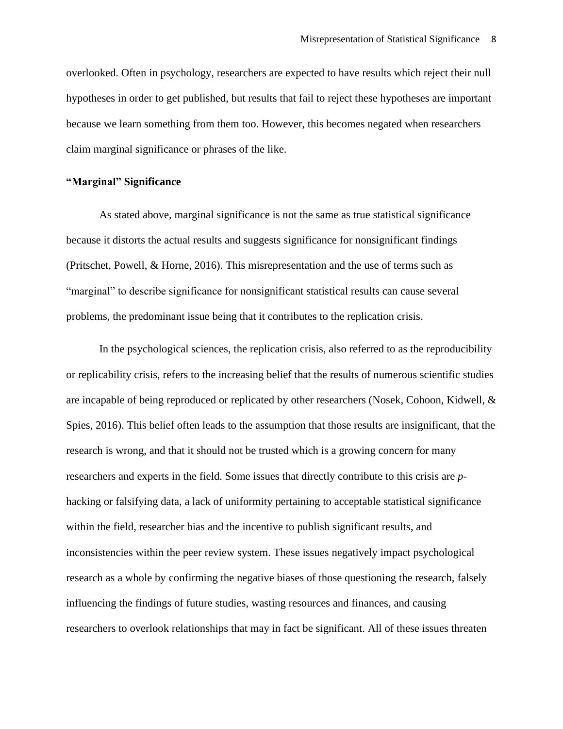overlooked. Often in psychology, researchers are expected to have results which reject their null hypotheses in order to get published, but results that fail to reject these hypotheses are important because we learn something from them too. However, this becomes negated when researchers claim marginal significance or phrases of the like.

### **“Marginal” Significance**

As stated above, marginal significance is not the same as true statistical significance because it distorts the actual results and suggests significance for nonsignificant findings (Pritschet, Powell, & Horne, 2016). This misrepresentation and the use of terms such as “marginal” to describe significance for nonsignificant statistical results can cause several problems, the predominant issue being that it contributes to the replication crisis.

In the psychological sciences, the replication crisis, also referred to as the reproducibility or replicability crisis, refers to the increasing belief that the results of numerous scientific studies are incapable of being reproduced or replicated by other researchers (Nosek, Cohoon, Kidwell, & Spies, 2016). This belief often leads to the assumption that those results are insignificant, that the research is wrong, and that it should not be trusted which is a growing concern for many researchers and experts in the field. Some issues that directly contribute to this crisis are *p*-hacking or falsifying data, a lack of uniformity pertaining to acceptable statistical significance within the field, researcher bias and the incentive to publish significant results, and inconsistencies within the peer review system. These issues negatively impact psychological research as a whole by confirming the negative biases of those questioning the research, falsely influencing the findings of future studies, wasting resources and finances, and causing researchers to overlook relationships that may in fact be significant. All of these issues threaten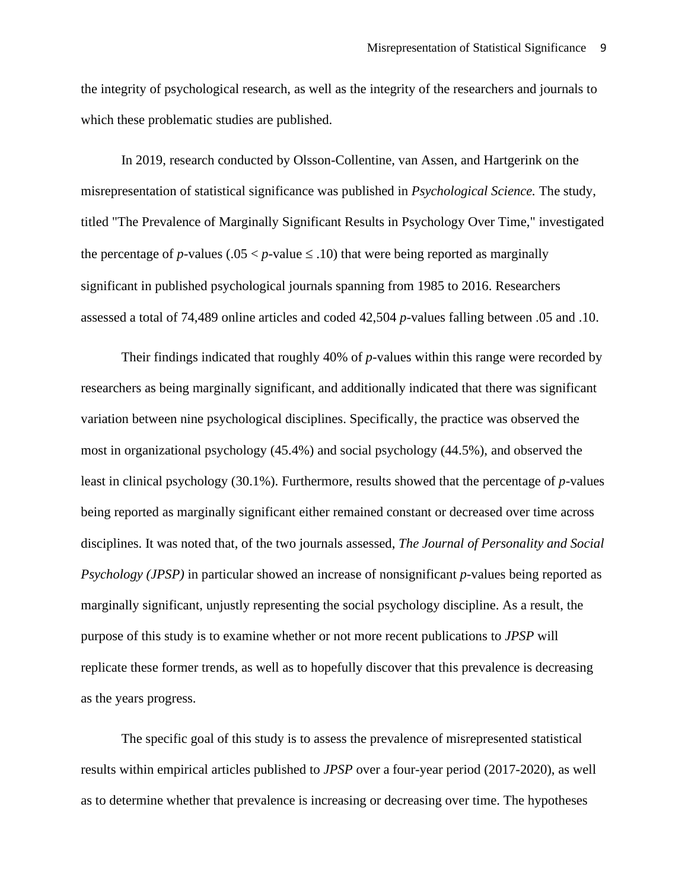the integrity of psychological research, as well as the integrity of the researchers and journals to which these problematic studies are published.

In 2019, research conducted by Olsson-Collentine, van Assen, and Hartgerink on the misrepresentation of statistical significance was published in *Psychological Science.* The study, titled "The Prevalence of Marginally Significant Results in Psychology Over Time," investigated the percentage of *p*-values ($.05 < p\text{-value} \leq .10$) that were being reported as marginally significant in published psychological journals spanning from 1985 to 2016. Researchers assessed a total of 74,489 online articles and coded 42,504 *p*-values falling between .05 and .10.

Their findings indicated that roughly 40% of *p*-values within this range were recorded by researchers as being marginally significant, and additionally indicated that there was significant variation between nine psychological disciplines. Specifically, the practice was observed the most in organizational psychology (45.4%) and social psychology (44.5%), and observed the least in clinical psychology (30.1%). Furthermore, results showed that the percentage of *p*-values being reported as marginally significant either remained constant or decreased over time across disciplines. It was noted that, of the two journals assessed, *The Journal of Personality and Social Psychology (JPSP)* in particular showed an increase of nonsignificant *p*-values being reported as marginally significant, unjustly representing the social psychology discipline. As a result, the purpose of this study is to examine whether or not more recent publications to *JPSP* will replicate these former trends, as well as to hopefully discover that this prevalence is decreasing as the years progress.

The specific goal of this study is to assess the prevalence of misrepresented statistical results within empirical articles published to *JPSP* over a four-year period (2017-2020), as well as to determine whether that prevalence is increasing or decreasing over time. The hypotheses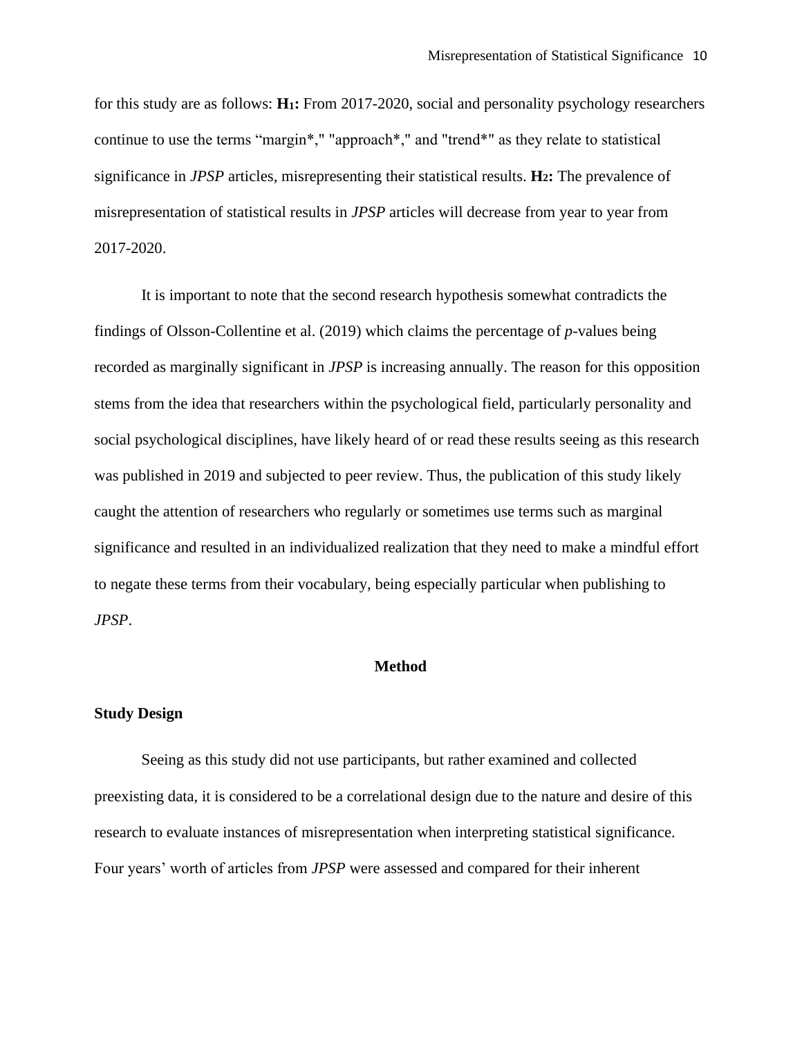for this study are as follows: **$H_1$:** From 2017-2020, social and personality psychology researchers continue to use the terms “margin*," "approach*," and "trend*" as they relate to statistical significance in *JPSP* articles, misrepresenting their statistical results. **$H_2$:** The prevalence of misrepresentation of statistical results in *JPSP* articles will decrease from year to year from 2017-2020.

It is important to note that the second research hypothesis somewhat contradicts the findings of Olsson-Collentine et al. (2019) which claims the percentage of *p*-values being recorded as marginally significant in *JPSP* is increasing annually. The reason for this opposition stems from the idea that researchers within the psychological field, particularly personality and social psychological disciplines, have likely heard of or read these results seeing as this research was published in 2019 and subjected to peer review. Thus, the publication of this study likely caught the attention of researchers who regularly or sometimes use terms such as marginal significance and resulted in an individualized realization that they need to make a mindful effort to negate these terms from their vocabulary, being especially particular when publishing to *JPSP*.

# Method

## Study Design

Seeing as this study did not use participants, but rather examined and collected preexisting data, it is considered to be a correlational design due to the nature and desire of this research to evaluate instances of misrepresentation when interpreting statistical significance. Four years’ worth of articles from *JPSP* were assessed and compared for their inherent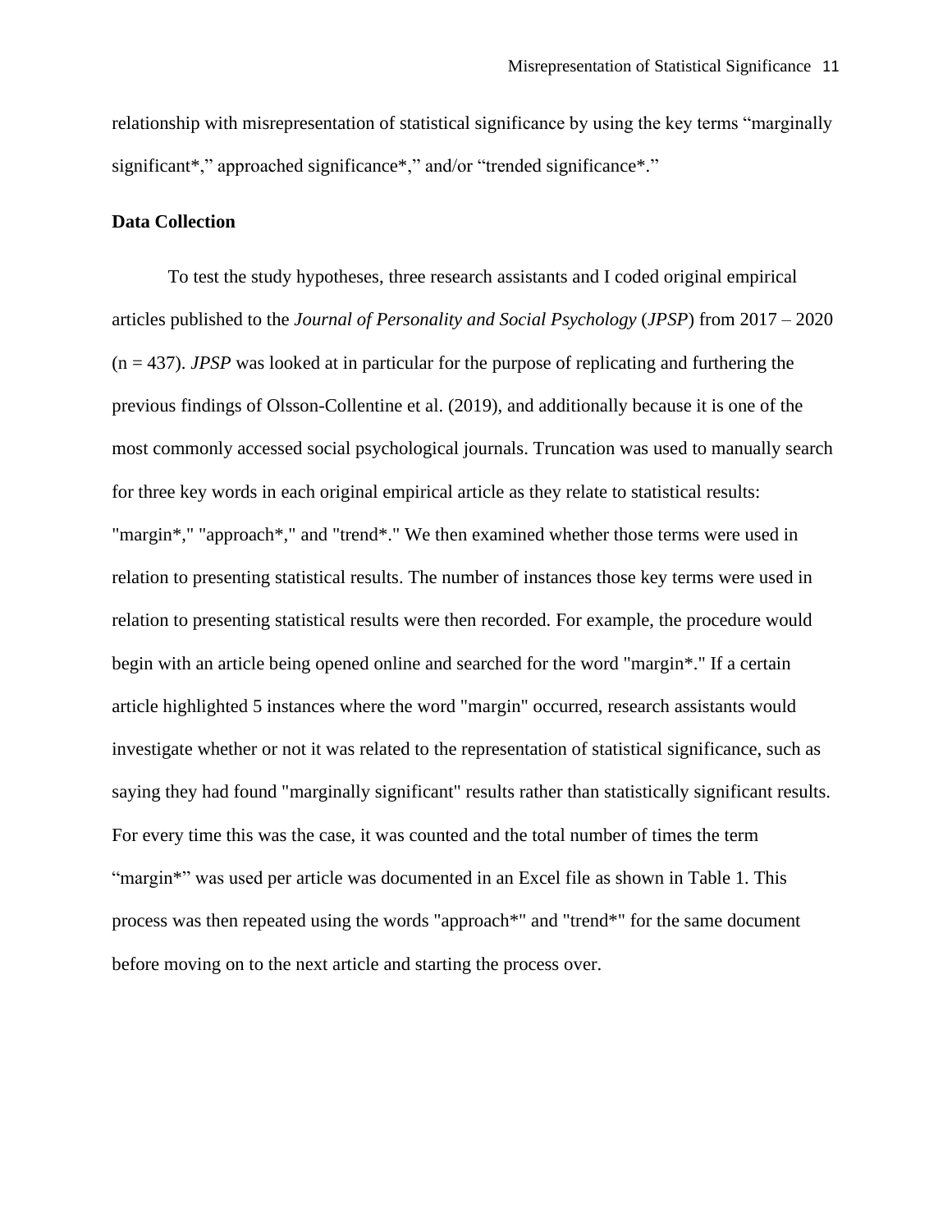relationship with misrepresentation of statistical significance by using the key terms “marginally significant*,” approached significance*,” and/or “trended significance*.”

**Data Collection**

To test the study hypotheses, three research assistants and I coded original empirical articles published to the *Journal of Personality and Social Psychology* (*JPSP*) from 2017 – 2020 (n = 437). *JPSP* was looked at in particular for the purpose of replicating and furthering the previous findings of Olsson-Collentine et al. (2019), and additionally because it is one of the most commonly accessed social psychological journals. Truncation was used to manually search for three key words in each original empirical article as they relate to statistical results: "margin*," "approach*," and "trend*." We then examined whether those terms were used in relation to presenting statistical results. The number of instances those key terms were used in relation to presenting statistical results were then recorded. For example, the procedure would begin with an article being opened online and searched for the word "margin*." If a certain article highlighted 5 instances where the word "margin" occurred, research assistants would investigate whether or not it was related to the representation of statistical significance, such as saying they had found "marginally significant" results rather than statistically significant results. For every time this was the case, it was counted and the total number of times the term “margin*” was used per article was documented in an Excel file as shown in Table 1. This process was then repeated using the words "approach*" and "trend*" for the same document before moving on to the next article and starting the process over.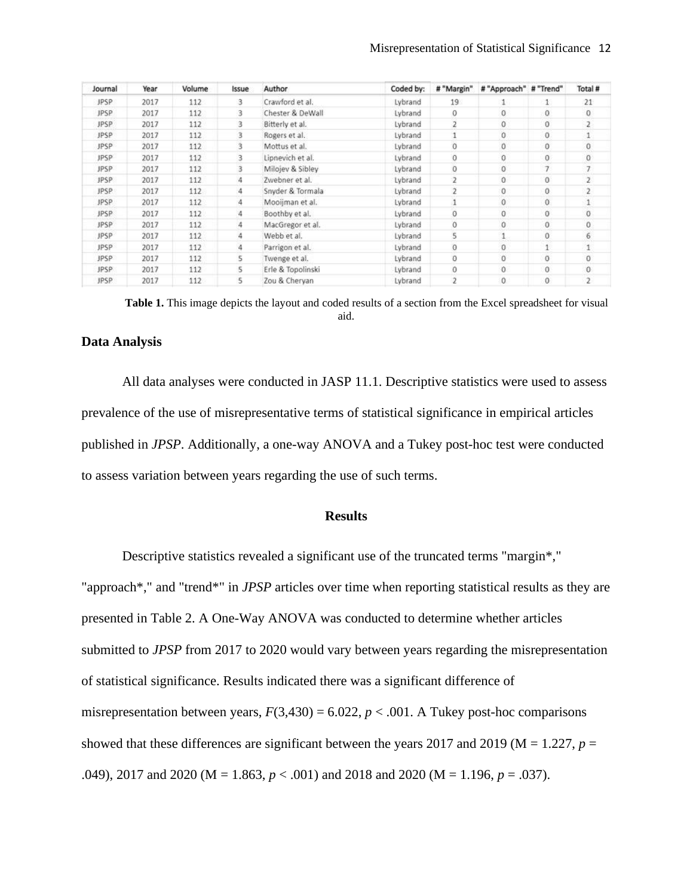| Journal | Year | Volume | Issue | Author | Coded by: | # "Margin" | # "Approach" | # "Trend" | Total # |
|---|---|---|---|---|---|---|---|---|---|
| JPSP | 2017 | 112 | 3 | Crawford et al. | Lybrand | 19 | 1 | 1 | 21 |
| JPSP | 2017 | 112 | 3 | Chester & DeWall | Lybrand | 0 | 0 | 0 | 0 |
| JPSP | 2017 | 112 | 3 | Bitterly et al. | Lybrand | 2 | 0 | 0 | 2 |
| JPSP | 2017 | 112 | 3 | Rogers et al. | Lybrand | 1 | 0 | 0 | 1 |
| JPSP | 2017 | 112 | 3 | Mottus et al. | Lybrand | 0 | 0 | 0 | 0 |
| JPSP | 2017 | 112 | 3 | Lipnevich et al. | Lybrand | 0 | 0 | 0 | 0 |
| JPSP | 2017 | 112 | 3 | Milojev & Sibley | Lybrand | 0 | 0 | 7 | 7 |
| JPSP | 2017 | 112 | 4 | Zwebner et al. | Lybrand | 2 | 0 | 0 | 2 |
| JPSP | 2017 | 112 | 4 | Snyder & Tormala | Lybrand | 2 | 0 | 0 | 2 |
| JPSP | 2017 | 112 | 4 | Mooijman et al. | Lybrand | 1 | 0 | 0 | 1 |
| JPSP | 2017 | 112 | 4 | Boothby et al. | Lybrand | 0 | 0 | 0 | 0 |
| JPSP | 2017 | 112 | 4 | MacGregor et al. | Lybrand | 0 | 0 | 0 | 0 |
| JPSP | 2017 | 112 | 4 | Webb et al. | Lybrand | 5 | 1 | 0 | 6 |
| JPSP | 2017 | 112 | 4 | Parrigon et al. | Lybrand | 0 | 0 | 1 | 1 |
| JPSP | 2017 | 112 | 5 | Twenge et al. | Lybrand | 0 | 0 | 0 | 0 |
| JPSP | 2017 | 112 | 5 | Erle & Topolinski | Lybrand | 0 | 0 | 0 | 0 |
| JPSP | 2017 | 112 | 5 | Zou & Cheryan | Lybrand | 2 | 0 | 0 | 2 |

**Table 1.** This image depicts the layout and coded results of a section from the Excel spreadsheet for visual aid.

### Data Analysis

All data analyses were conducted in JASP 11.1. Descriptive statistics were used to assess prevalence of the use of misrepresentative terms of statistical significance in empirical articles published in *JPSP*. Additionally, a one-way ANOVA and a Tukey post-hoc test were conducted to assess variation between years regarding the use of such terms.

## Results

Descriptive statistics revealed a significant use of the truncated terms "margin*," "approach*," and "trend*" in *JPSP* articles over time when reporting statistical results as they are presented in Table 2. A One-Way ANOVA was conducted to determine whether articles submitted to *JPSP* from 2017 to 2020 would vary between years regarding the misrepresentation of statistical significance. Results indicated there was a significant difference of misrepresentation between years, $F(3,430) = 6.022$, $p < .001$. A Tukey post-hoc comparisons showed that these differences are significant between the years 2017 and 2019 (M = 1.227, $p = .049$), 2017 and 2020 (M = 1.863, $p < .001$) and 2018 and 2020 (M = 1.196, $p = .037$).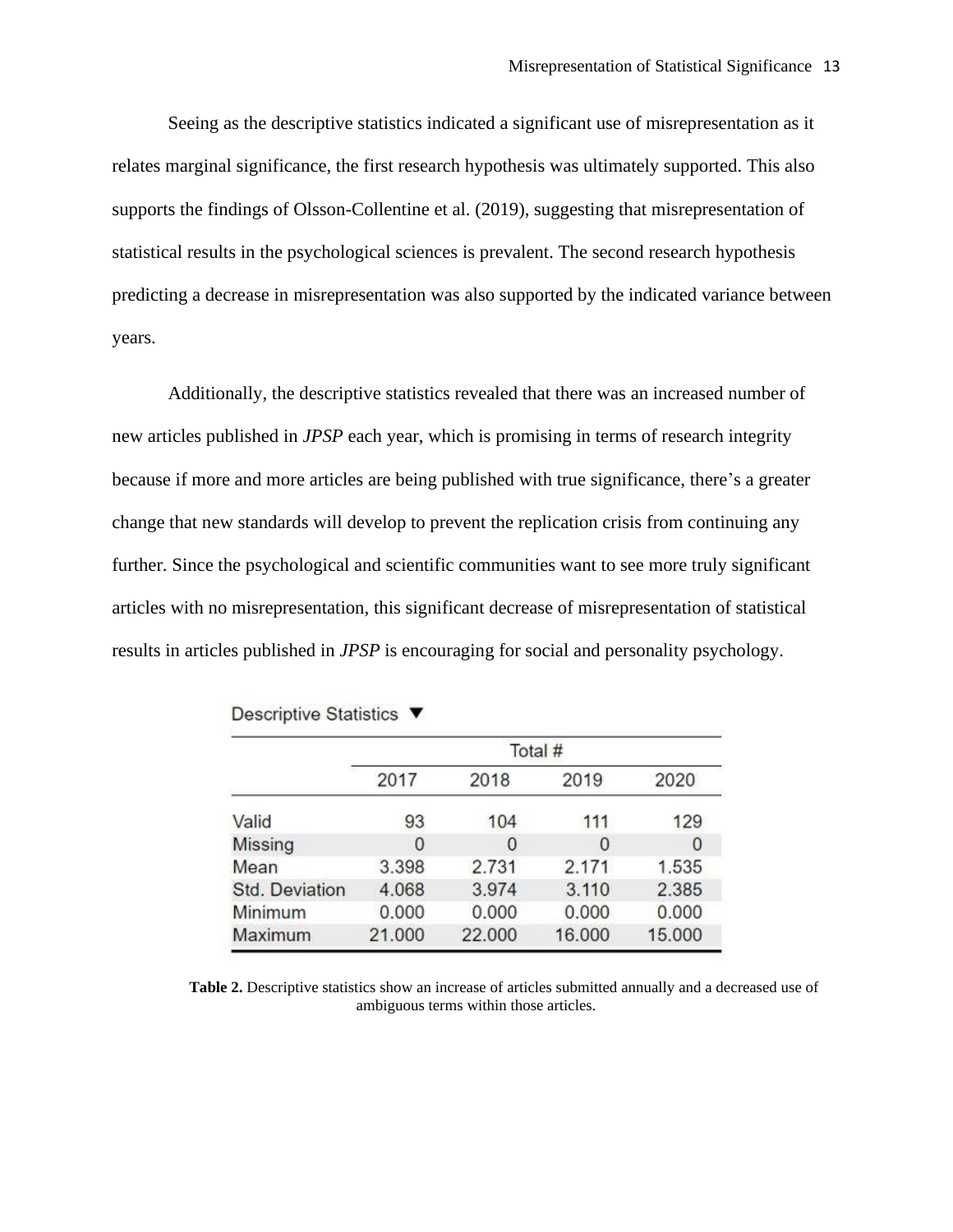Seeing as the descriptive statistics indicated a significant use of misrepresentation as it relates marginal significance, the first research hypothesis was ultimately supported. This also supports the findings of Olsson-Collentine et al. (2019), suggesting that misrepresentation of statistical results in the psychological sciences is prevalent. The second research hypothesis predicting a decrease in misrepresentation was also supported by the indicated variance between years.

Additionally, the descriptive statistics revealed that there was an increased number of new articles published in *JPSP* each year, which is promising in terms of research integrity because if more and more articles are being published with true significance, there's a greater change that new standards will develop to prevent the replication crisis from continuing any further. Since the psychological and scientific communities want to see more truly significant articles with no misrepresentation, this significant decrease of misrepresentation of statistical results in articles published in *JPSP* is encouraging for social and personality psychology.

Descriptive Statistics ▼

| | Total # | | | |
|---|---|---|---|---|
| | 2017 | 2018 | 2019 | 2020 |
| Valid | 93 | 104 | 111 | 129 |
| Missing | 0 | 0 | 0 | 0 |
| Mean | 3.398 | 2.731 | 2.171 | 1.535 |
| Std. Deviation | 4.068 | 3.974 | 3.110 | 2.385 |
| Minimum | 0.000 | 0.000 | 0.000 | 0.000 |
| Maximum | 21.000 | 22.000 | 16.000 | 15.000 |

**Table 2.** Descriptive statistics show an increase of articles submitted annually and a decreased use of ambiguous terms within those articles.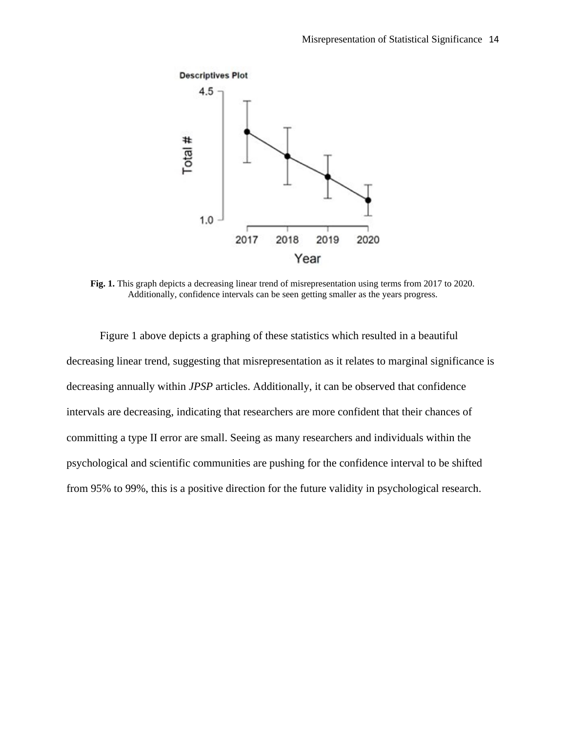**Fig. 1.** This graph depicts a decreasing linear trend of misrepresentation using terms from 2017 to 2020. Additionally, confidence intervals can be seen getting smaller as the years progress.

Figure 1 above depicts a graphing of these statistics which resulted in a beautiful decreasing linear trend, suggesting that misrepresentation as it relates to marginal significance is decreasing annually within *JPSP* articles. Additionally, it can be observed that confidence intervals are decreasing, indicating that researchers are more confident that their chances of committing a type II error are small. Seeing as many researchers and individuals within the psychological and scientific communities are pushing for the confidence interval to be shifted from 95% to 99%, this is a positive direction for the future validity in psychological research.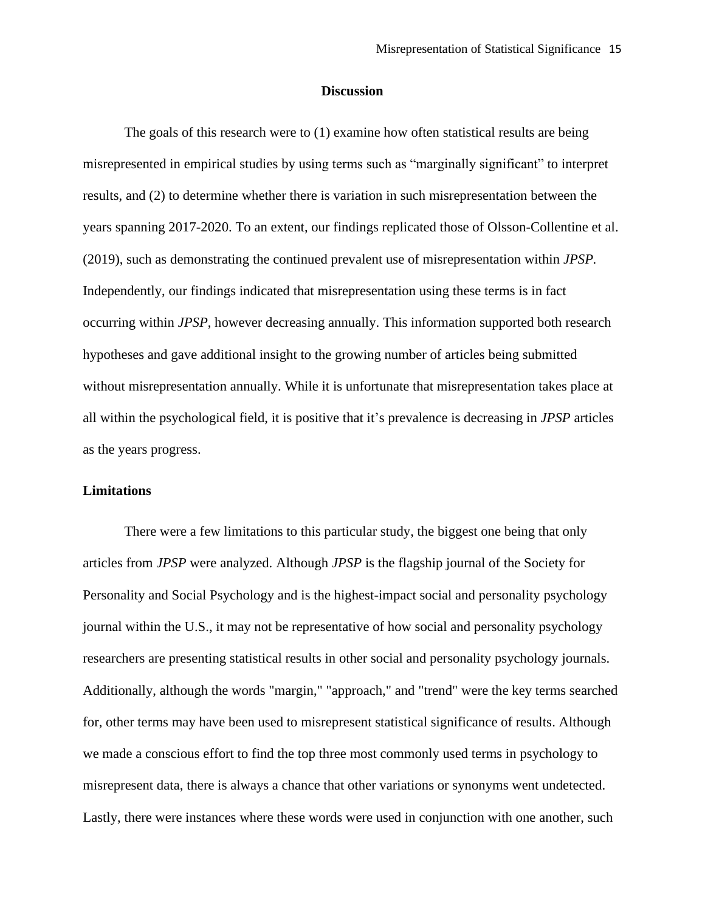## Discussion

The goals of this research were to (1) examine how often statistical results are being misrepresented in empirical studies by using terms such as "marginally significant" to interpret results, and (2) to determine whether there is variation in such misrepresentation between the years spanning 2017-2020. To an extent, our findings replicated those of Olsson-Collentine et al. (2019), such as demonstrating the continued prevalent use of misrepresentation within *JPSP*. Independently, our findings indicated that misrepresentation using these terms is in fact occurring within *JPSP*, however decreasing annually. This information supported both research hypotheses and gave additional insight to the growing number of articles being submitted without misrepresentation annually. While it is unfortunate that misrepresentation takes place at all within the psychological field, it is positive that it's prevalence is decreasing in *JPSP* articles as the years progress.

### Limitations

There were a few limitations to this particular study, the biggest one being that only articles from *JPSP* were analyzed. Although *JPSP* is the flagship journal of the Society for Personality and Social Psychology and is the highest-impact social and personality psychology journal within the U.S., it may not be representative of how social and personality psychology researchers are presenting statistical results in other social and personality psychology journals. Additionally, although the words "margin," "approach," and "trend" were the key terms searched for, other terms may have been used to misrepresent statistical significance of results. Although we made a conscious effort to find the top three most commonly used terms in psychology to misrepresent data, there is always a chance that other variations or synonyms went undetected. Lastly, there were instances where these words were used in conjunction with one another, such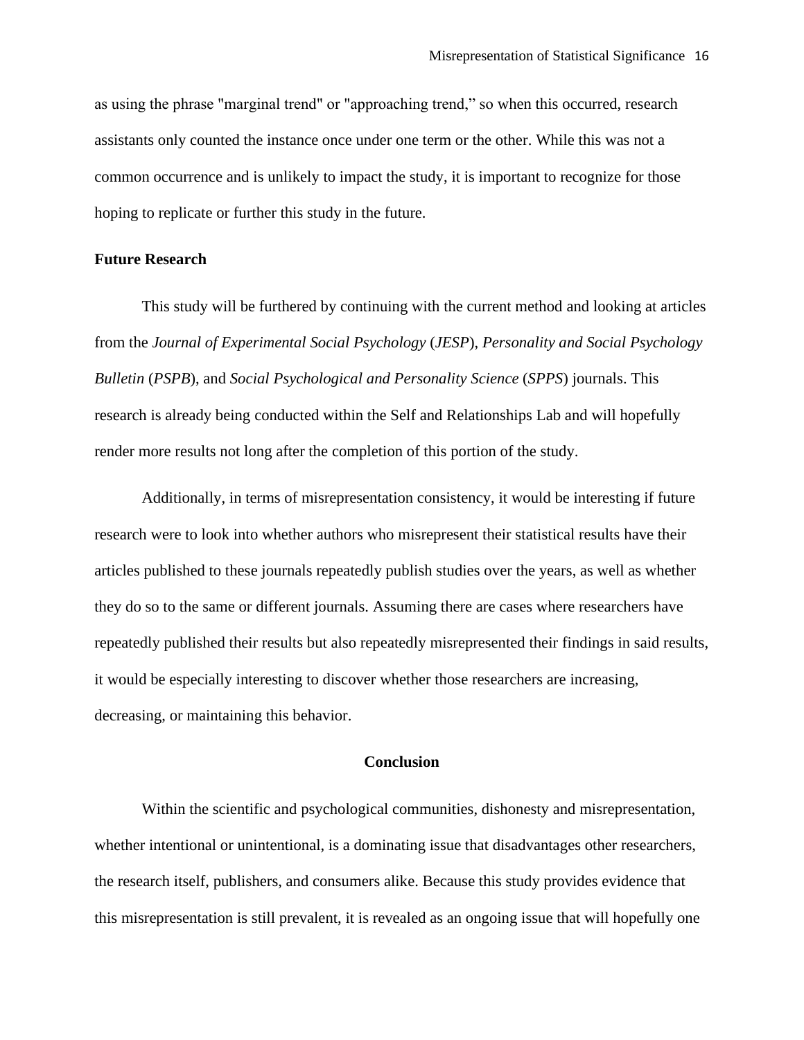as using the phrase "marginal trend" or "approaching trend," so when this occurred, research assistants only counted the instance once under one term or the other. While this was not a common occurrence and is unlikely to impact the study, it is important to recognize for those hoping to replicate or further this study in the future.

### Future Research

This study will be furthered by continuing with the current method and looking at articles from the *Journal of Experimental Social Psychology* (*JESP*), *Personality and Social Psychology Bulletin* (*PSPB*), and *Social Psychological and Personality Science* (*SPPS*) journals. This research is already being conducted within the Self and Relationships Lab and will hopefully render more results not long after the completion of this portion of the study.

Additionally, in terms of misrepresentation consistency, it would be interesting if future research were to look into whether authors who misrepresent their statistical results have their articles published to these journals repeatedly publish studies over the years, as well as whether they do so to the same or different journals. Assuming there are cases where researchers have repeatedly published their results but also repeatedly misrepresented their findings in said results, it would be especially interesting to discover whether those researchers are increasing, decreasing, or maintaining this behavior.

## Conclusion

Within the scientific and psychological communities, dishonesty and misrepresentation, whether intentional or unintentional, is a dominating issue that disadvantages other researchers, the research itself, publishers, and consumers alike. Because this study provides evidence that this misrepresentation is still prevalent, it is revealed as an ongoing issue that will hopefully one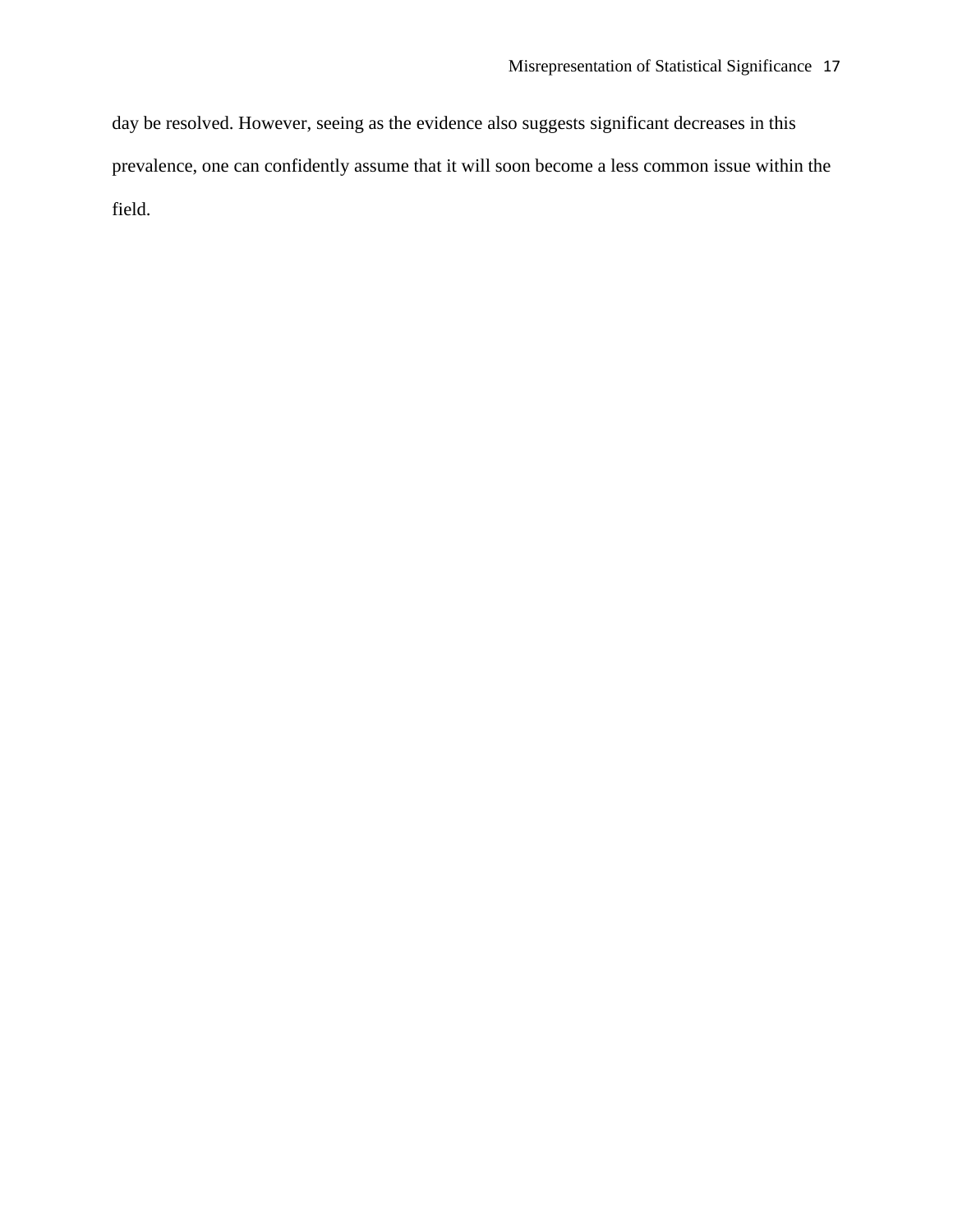day be resolved. However, seeing as the evidence also suggests significant decreases in this prevalence, one can confidently assume that it will soon become a less common issue within the field.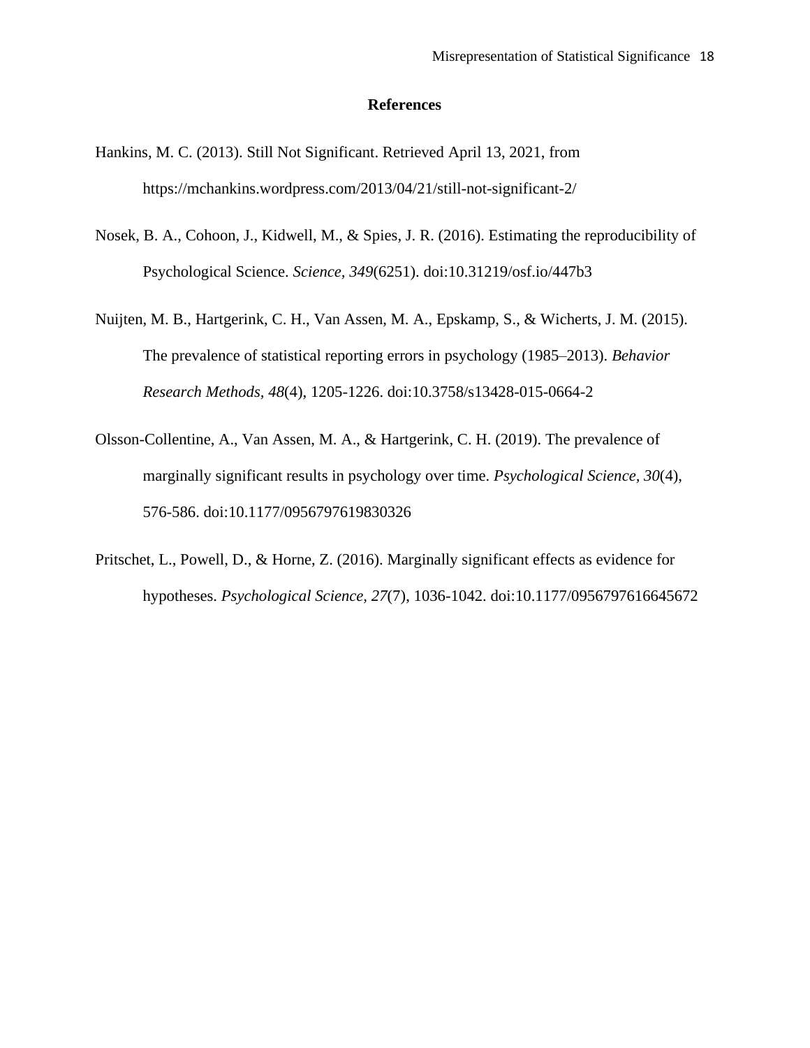# References

Hankins, M. C. (2013). Still Not Significant. Retrieved April 13, 2021, from https://mchankins.wordpress.com/2013/04/21/still-not-significant-2/

Nosek, B. A., Cohoon, J., Kidwell, M., & Spies, J. R. (2016). Estimating the reproducibility of Psychological Science. *Science, 349*(6251). doi:10.31219/osf.io/447b3

Nuijten, M. B., Hartgerink, C. H., Van Assen, M. A., Epskamp, S., & Wicherts, J. M. (2015). The prevalence of statistical reporting errors in psychology (1985–2013). *Behavior Research Methods, 48*(4), 1205-1226. doi:10.3758/s13428-015-0664-2

Olsson-Collentine, A., Van Assen, M. A., & Hartgerink, C. H. (2019). The prevalence of marginally significant results in psychology over time. *Psychological Science, 30*(4), 576-586. doi:10.1177/0956797619830326

Pritschet, L., Powell, D., & Horne, Z. (2016). Marginally significant effects as evidence for hypotheses. *Psychological Science, 27*(7), 1036-1042. doi:10.1177/0956797616645672